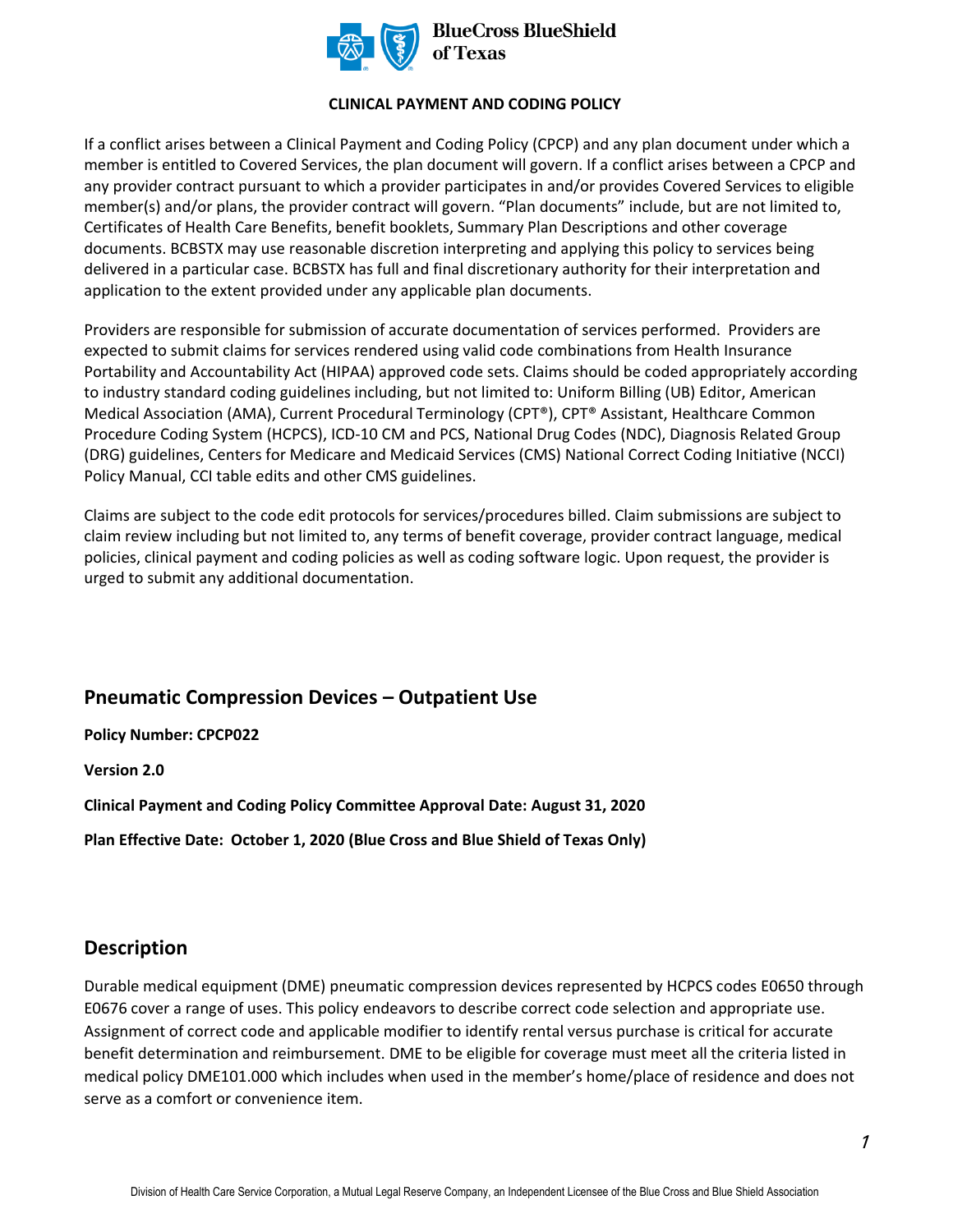**CLINICAL PAYMENT AND CODING POLICY**

If a conflict arises between a Clinical Payment and Coding Policy (CPCP) and any plan document under which a member is entitled to Covered Services, the plan document will govern. If a conflict arises between a CPCP and any provider contract pursuant to which a provider participates in and/or provides Covered Services to eligible member(s) and/or plans, the provider contract will govern. "Plan documents" include, but are not limited to, Certificates of Health Care Benefits, benefit booklets, Summary Plan Descriptions and other coverage documents. BCBSTX may use reasonable discretion interpreting and applying this policy to services being delivered in a particular case. BCBSTX has full and final discretionary authority for their interpretation and application to the extent provided under any applicable plan documents.

Providers are responsible for submission of accurate documentation of services performed. Providers are expected to submit claims for services rendered using valid code combinations from Health Insurance Portability and Accountability Act (HIPAA) approved code sets. Claims should be coded appropriately according to industry standard coding guidelines including, but not limited to: Uniform Billing (UB) Editor, American Medical Association (AMA), Current Procedural Terminology (CPT®), CPT® Assistant, Healthcare Common Procedure Coding System (HCPCS), ICD-10 CM and PCS, National Drug Codes (NDC), Diagnosis Related Group (DRG) guidelines, Centers for Medicare and Medicaid Services (CMS) National Correct Coding Initiative (NCCI) Policy Manual, CCI table edits and other CMS guidelines.

Claims are subject to the code edit protocols for services/procedures billed. Claim submissions are subject to claim review including but not limited to, any terms of benefit coverage, provider contract language, medical policies, clinical payment and coding policies as well as coding software logic. Upon request, the provider is urged to submit any additional documentation.

## Pneumatic Compression Devices – Outpatient Use

**Policy Number: CPCP022**

**Version 2.0**

**Clinical Payment and Coding Policy Committee Approval Date: August 31, 2020**

**Plan Effective Date: October 1, 2020 (Blue Cross and Blue Shield of Texas Only)**

## Description

Durable medical equipment (DME) pneumatic compression devices represented by HCPCS codes E0650 through E0676 cover a range of uses. This policy endeavors to describe correct code selection and appropriate use. Assignment of correct code and applicable modifier to identify rental versus purchase is critical for accurate benefit determination and reimbursement. DME to be eligible for coverage must meet all the criteria listed in medical policy DME101.000 which includes when used in the member's home/place of residence and does not serve as a comfort or convenience item.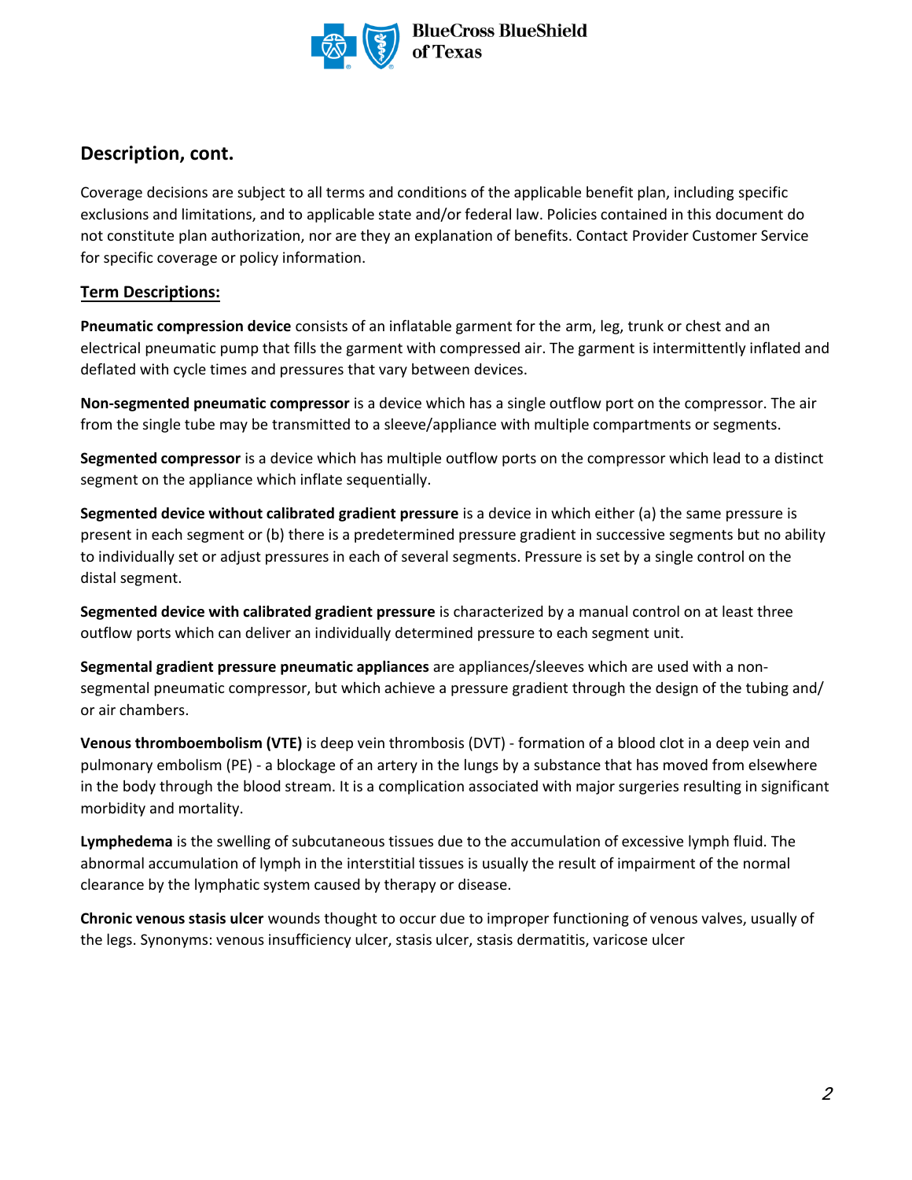## Description, cont.

Coverage decisions are subject to all terms and conditions of the applicable benefit plan, including specific exclusions and limitations, and to applicable state and/or federal law. Policies contained in this document do not constitute plan authorization, nor are they an explanation of benefits. Contact Provider Customer Service for specific coverage or policy information.

**Term Descriptions:**

**Pneumatic compression device** consists of an inflatable garment for the arm, leg, trunk or chest and an electrical pneumatic pump that fills the garment with compressed air. The garment is intermittently inflated and deflated with cycle times and pressures that vary between devices.

**Non-segmented pneumatic compressor** is a device which has a single outflow port on the compressor. The air from the single tube may be transmitted to a sleeve/appliance with multiple compartments or segments.

**Segmented compressor** is a device which has multiple outflow ports on the compressor which lead to a distinct segment on the appliance which inflate sequentially.

**Segmented device without calibrated gradient pressure** is a device in which either (a) the same pressure is present in each segment or (b) there is a predetermined pressure gradient in successive segments but no ability to individually set or adjust pressures in each of several segments. Pressure is set by a single control on the distal segment.

**Segmented device with calibrated gradient pressure** is characterized by a manual control on at least three outflow ports which can deliver an individually determined pressure to each segment unit.

**Segmental gradient pressure pneumatic appliances** are appliances/sleeves which are used with a non-segmental pneumatic compressor, but which achieve a pressure gradient through the design of the tubing and/or air chambers.

**Venous thromboembolism (VTE)** is deep vein thrombosis (DVT) - formation of a blood clot in a deep vein and pulmonary embolism (PE) - a blockage of an artery in the lungs by a substance that has moved from elsewhere in the body through the blood stream. It is a complication associated with major surgeries resulting in significant morbidity and mortality.

**Lymphedema** is the swelling of subcutaneous tissues due to the accumulation of excessive lymph fluid. The abnormal accumulation of lymph in the interstitial tissues is usually the result of impairment of the normal clearance by the lymphatic system caused by therapy or disease.

**Chronic venous stasis ulcer** wounds thought to occur due to improper functioning of venous valves, usually of the legs. Synonyms: venous insufficiency ulcer, stasis ulcer, stasis dermatitis, varicose ulcer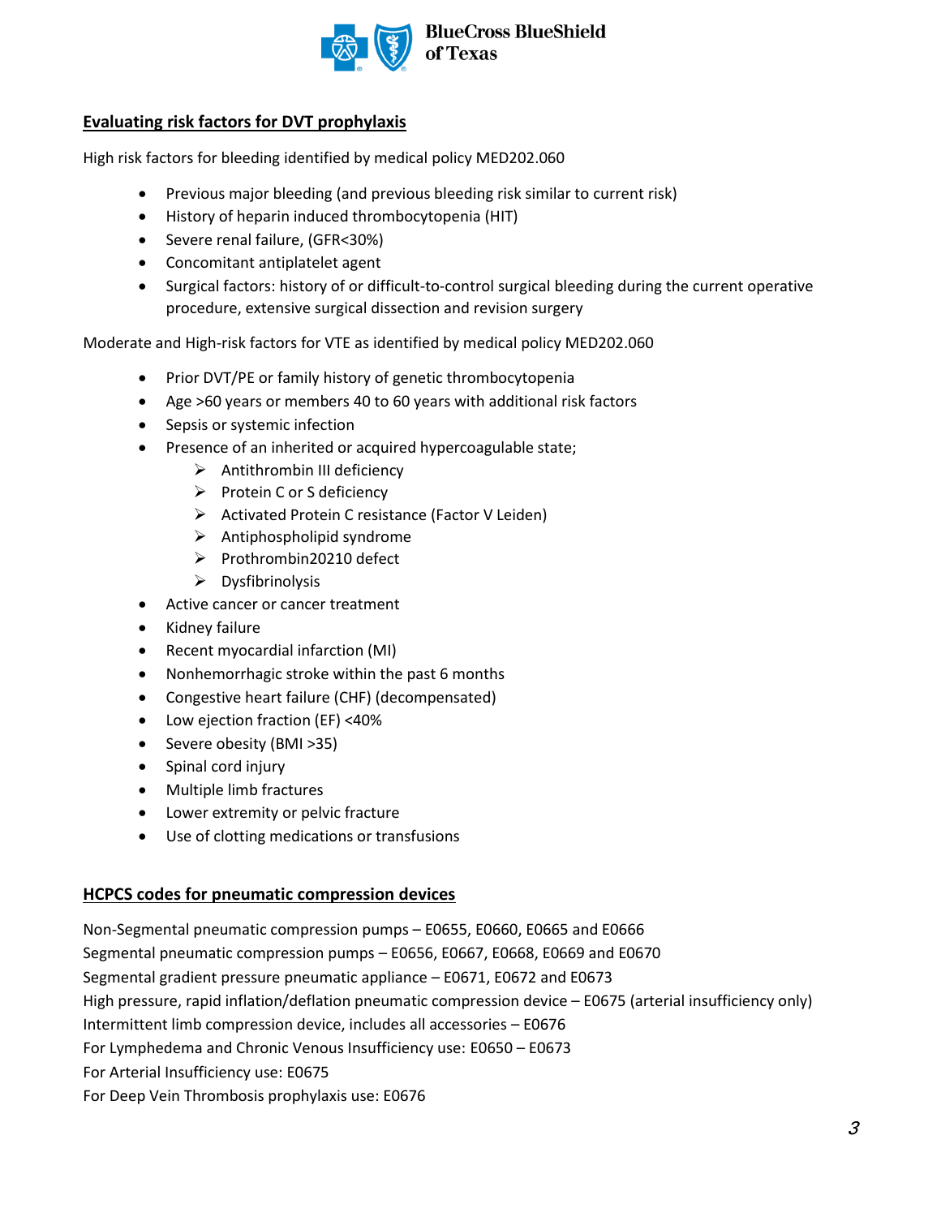## Evaluating risk factors for DVT prophylaxis

High risk factors for bleeding identified by medical policy MED202.060

- Previous major bleeding (and previous bleeding risk similar to current risk)
- History of heparin induced thrombocytopenia (HIT)
- Severe renal failure, (GFR<30%)
- Concomitant antiplatelet agent
- Surgical factors: history of or difficult-to-control surgical bleeding during the current operative procedure, extensive surgical dissection and revision surgery

Moderate and High-risk factors for VTE as identified by medical policy MED202.060

- Prior DVT/PE or family history of genetic thrombocytopenia
- Age >60 years or members 40 to 60 years with additional risk factors
- Sepsis or systemic infection
- Presence of an inherited or acquired hypercoagulable state;
  - Antithrombin III deficiency
  - Protein C or S deficiency
  - Activated Protein C resistance (Factor V Leiden)
  - Antiphospholipid syndrome
  - Prothrombin20210 defect
  - Dysfibrinolysis
- Active cancer or cancer treatment
- Kidney failure
- Recent myocardial infarction (MI)
- Nonhemorrhagic stroke within the past 6 months
- Congestive heart failure (CHF) (decompensated)
- Low ejection fraction (EF) <40%
- Severe obesity (BMI >35)
- Spinal cord injury
- Multiple limb fractures
- Lower extremity or pelvic fracture
- Use of clotting medications or transfusions

## HCPCS codes for pneumatic compression devices

Non-Segmental pneumatic compression pumps – E0655, E0660, E0665 and E0666

Segmental pneumatic compression pumps – E0656, E0667, E0668, E0669 and E0670

Segmental gradient pressure pneumatic appliance – E0671, E0672 and E0673

High pressure, rapid inflation/deflation pneumatic compression device – E0675 (arterial insufficiency only)

Intermittent limb compression device, includes all accessories – E0676

For Lymphedema and Chronic Venous Insufficiency use: E0650 – E0673

For Arterial Insufficiency use: E0675

For Deep Vein Thrombosis prophylaxis use: E0676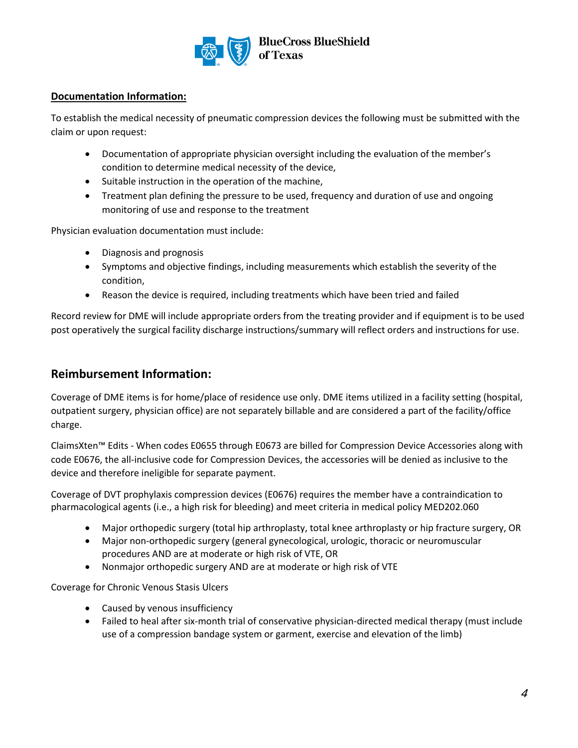**Documentation Information:**

To establish the medical necessity of pneumatic compression devices the following must be submitted with the claim or upon request:

- Documentation of appropriate physician oversight including the evaluation of the member's condition to determine medical necessity of the device,
- Suitable instruction in the operation of the machine,
- Treatment plan defining the pressure to be used, frequency and duration of use and ongoing monitoring of use and response to the treatment

Physician evaluation documentation must include:

- Diagnosis and prognosis
- Symptoms and objective findings, including measurements which establish the severity of the condition,
- Reason the device is required, including treatments which have been tried and failed

Record review for DME will include appropriate orders from the treating provider and if equipment is to be used post operatively the surgical facility discharge instructions/summary will reflect orders and instructions for use.

## Reimbursement Information:

Coverage of DME items is for home/place of residence use only. DME items utilized in a facility setting (hospital, outpatient surgery, physician office) are not separately billable and are considered a part of the facility/office charge.

ClaimsXten™ Edits - When codes E0655 through E0673 are billed for Compression Device Accessories along with code E0676, the all-inclusive code for Compression Devices, the accessories will be denied as inclusive to the device and therefore ineligible for separate payment.

Coverage of DVT prophylaxis compression devices (E0676) requires the member have a contraindication to pharmacological agents (i.e., a high risk for bleeding) and meet criteria in medical policy MED202.060

- Major orthopedic surgery (total hip arthroplasty, total knee arthroplasty or hip fracture surgery, OR
- Major non-orthopedic surgery (general gynecological, urologic, thoracic or neuromuscular procedures AND are at moderate or high risk of VTE, OR
- Nonmajor orthopedic surgery AND are at moderate or high risk of VTE

Coverage for Chronic Venous Stasis Ulcers

- Caused by venous insufficiency
- Failed to heal after six-month trial of conservative physician-directed medical therapy (must include use of a compression bandage system or garment, exercise and elevation of the limb)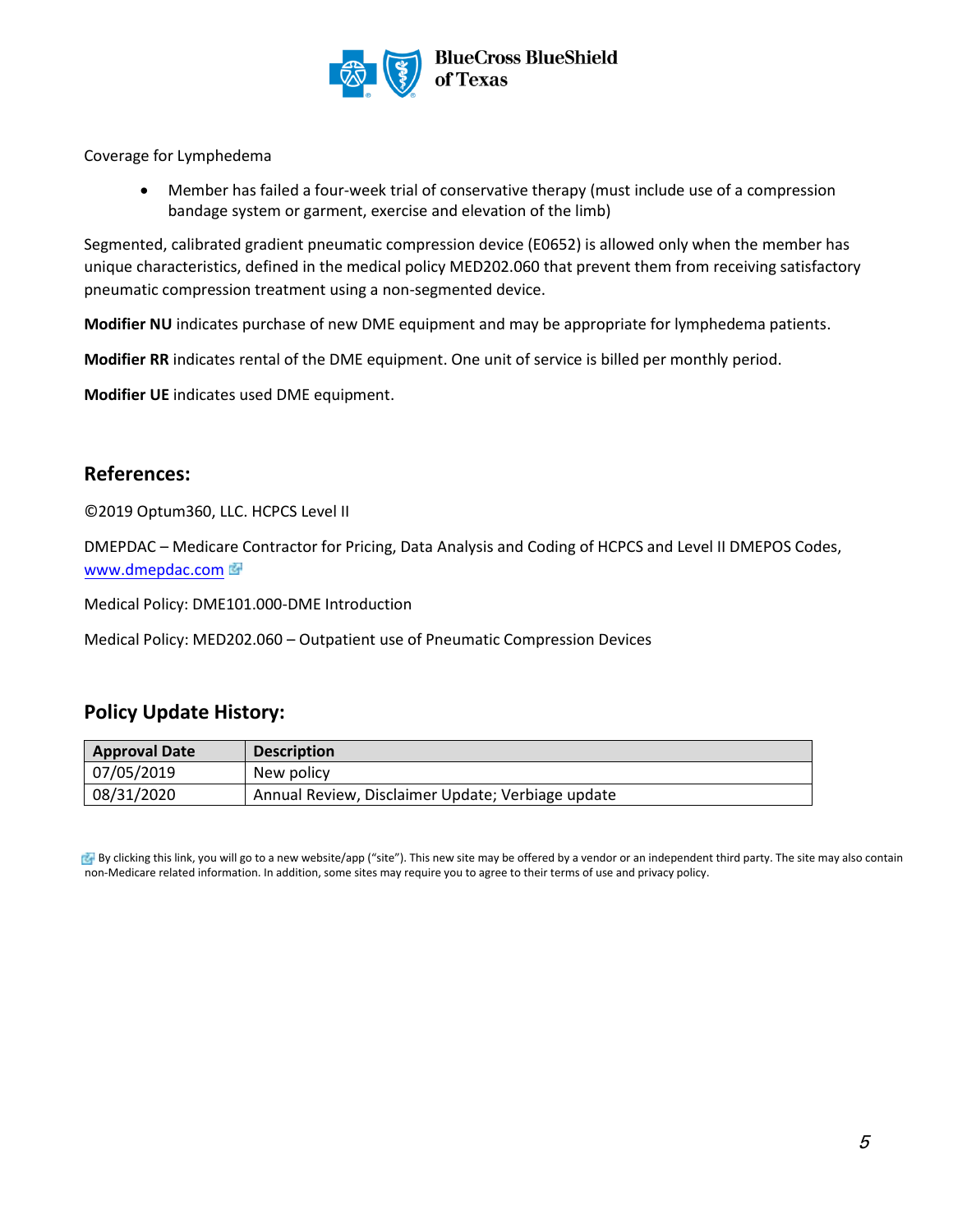Coverage for Lymphedema

- Member has failed a four-week trial of conservative therapy (must include use of a compression bandage system or garment, exercise and elevation of the limb)

Segmented, calibrated gradient pneumatic compression device (E0652) is allowed only when the member has unique characteristics, defined in the medical policy MED202.060 that prevent them from receiving satisfactory pneumatic compression treatment using a non-segmented device.

**Modifier NU** indicates purchase of new DME equipment and may be appropriate for lymphedema patients.

**Modifier RR** indicates rental of the DME equipment. One unit of service is billed per monthly period.

**Modifier UE** indicates used DME equipment.

## References:

©2019 Optum360, LLC. HCPCS Level II

DMEPDAC – Medicare Contractor for Pricing, Data Analysis and Coding of HCPCS and Level II DMEPOS Codes, www.dmepdac.com

Medical Policy: DME101.000-DME Introduction

Medical Policy: MED202.060 – Outpatient use of Pneumatic Compression Devices

## Policy Update History:

| Approval Date | Description |
|---|---|
| 07/05/2019 | New policy |
| 08/31/2020 | Annual Review, Disclaimer Update; Verbiage update |

By clicking this link, you will go to a new website/app ("site"). This new site may be offered by a vendor or an independent third party. The site may also contain non-Medicare related information. In addition, some sites may require you to agree to their terms of use and privacy policy.